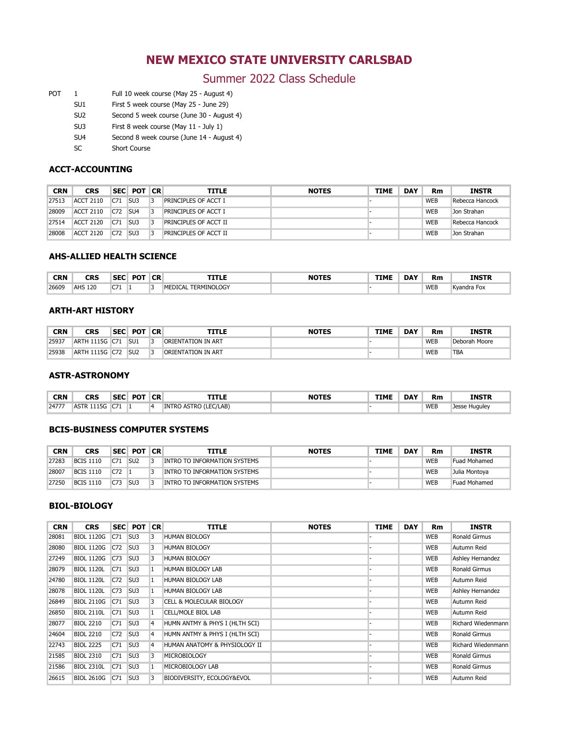# NEW MEXICO STATE UNIVERSITY CARLSBAD

## Summer 2022 Class Schedule

| POT | | |
|---|---|---|
| | 1 | Full 10 week course (May 25 - August 4) |
| | SU1 | First 5 week course (May 25 - June 29) |
| | SU2 | Second 5 week course (June 30 - August 4) |
| | SU3 | First 8 week course (May 11 - July 1) |
| | SU4 | Second 8 week course (June 14 - August 4) |
| | SC | Short Course |

### ACCT-ACCOUNTING

| CRN | CRS | SEC | POT | CR | TITLE | NOTES | TIME | DAY | Rm | INSTR |
|---|---|---|---|---|---|---|---|---|---|---|
| 27513 | ACCT 2110 | C71 | SU3 | 3 | PRINCIPLES OF ACCT I | | - | | WEB | Rebecca Hancock |
| 28009 | ACCT 2110 | C72 | SU4 | 3 | PRINCIPLES OF ACCT I | | - | | WEB | Jon Strahan |
| 27514 | ACCT 2120 | C71 | SU3 | 3 | PRINCIPLES OF ACCT II | | - | | WEB | Rebecca Hancock |
| 28008 | ACCT 2120 | C72 | SU3 | 3 | PRINCIPLES OF ACCT II | | - | | WEB | Jon Strahan |

### AHS-ALLIED HEALTH SCIENCE

| CRN | CRS | SEC | POT | CR | TITLE | NOTES | TIME | DAY | Rm | INSTR |
|---|---|---|---|---|---|---|---|---|---|---|
| 26609 | AHS 120 | C71 | 1 | 3 | MEDICAL TERMINOLOGY | | - | | WEB | Kyandra Fox |

### ARTH-ART HISTORY

| CRN | CRS | SEC | POT | CR | TITLE | NOTES | TIME | DAY | Rm | INSTR |
|---|---|---|---|---|---|---|---|---|---|---|
| 25937 | ARTH 1115G | C71 | SU1 | 3 | ORIENTATION IN ART | | - | | WEB | Deborah Moore |
| 25938 | ARTH 1115G | C72 | SU2 | 3 | ORIENTATION IN ART | | - | | WEB | TBA |

### ASTR-ASTRONOMY

| CRN | CRS | SEC | POT | CR | TITLE | NOTES | TIME | DAY | Rm | INSTR |
|---|---|---|---|---|---|---|---|---|---|---|
| 24777 | ASTR 1115G | C71 | 1 | 4 | INTRO ASTRO (LEC/LAB) | | - | | WEB | Jesse Huguley |

### BCIS-BUSINESS COMPUTER SYSTEMS

| CRN | CRS | SEC | POT | CR | TITLE | NOTES | TIME | DAY | Rm | INSTR |
|---|---|---|---|---|---|---|---|---|---|---|
| 27283 | BCIS 1110 | C71 | SU2 | 3 | INTRO TO INFORMATION SYSTEMS | | - | | WEB | Fuad Mohamed |
| 28007 | BCIS 1110 | C72 | 1 | 3 | INTRO TO INFORMATION SYSTEMS | | - | | WEB | Julia Montoya |
| 27250 | BCIS 1110 | C73 | SU3 | 3 | INTRO TO INFORMATION SYSTEMS | | - | | WEB | Fuad Mohamed |

### BIOL-BIOLOGY

| CRN | CRS | SEC | POT | CR | TITLE | NOTES | TIME | DAY | Rm | INSTR |
|---|---|---|---|---|---|---|---|---|---|---|
| 28081 | BIOL 1120G | C71 | SU3 | 3 | HUMAN BIOLOGY | | - | | WEB | Ronald Girmus |
| 28080 | BIOL 1120G | C72 | SU3 | 3 | HUMAN BIOLOGY | | - | | WEB | Autumn Reid |
| 27249 | BIOL 1120G | C73 | SU3 | 3 | HUMAN BIOLOGY | | - | | WEB | Ashley Hernandez |
| 28079 | BIOL 1120L | C71 | SU3 | 1 | HUMAN BIOLOGY LAB | | - | | WEB | Ronald Girmus |
| 24780 | BIOL 1120L | C72 | SU3 | 1 | HUMAN BIOLOGY LAB | | - | | WEB | Autumn Reid |
| 28078 | BIOL 1120L | C73 | SU3 | 1 | HUMAN BIOLOGY LAB | | - | | WEB | Ashley Hernandez |
| 26849 | BIOL 2110G | C71 | SU3 | 3 | CELL & MOLECULAR BIOLOGY | | - | | WEB | Autumn Reid |
| 26850 | BIOL 2110L | C71 | SU3 | 1 | CELL/MOLE BIOL LAB | | - | | WEB | Autumn Reid |
| 28077 | BIOL 2210 | C71 | SU3 | 4 | HUMN ANTMY & PHYS I (HLTH SCI) | | - | | WEB | Richard Wiedenmann |
| 24604 | BIOL 2210 | C72 | SU3 | 4 | HUMN ANTMY & PHYS I (HLTH SCI) | | - | | WEB | Ronald Girmus |
| 22743 | BIOL 2225 | C71 | SU3 | 4 | HUMAN ANATOMY & PHYSIOLOGY II | | - | | WEB | Richard Wiedenmann |
| 21585 | BIOL 2310 | C71 | SU3 | 3 | MICROBIOLOGY | | - | | WEB | Ronald Girmus |
| 21586 | BIOL 2310L | C71 | SU3 | 1 | MICROBIOLOGY LAB | | - | | WEB | Ronald Girmus |
| 26615 | BIOL 2610G | C71 | SU3 | 3 | BIODIVERSITY, ECOLOGY&EVOL | | - | | WEB | Autumn Reid |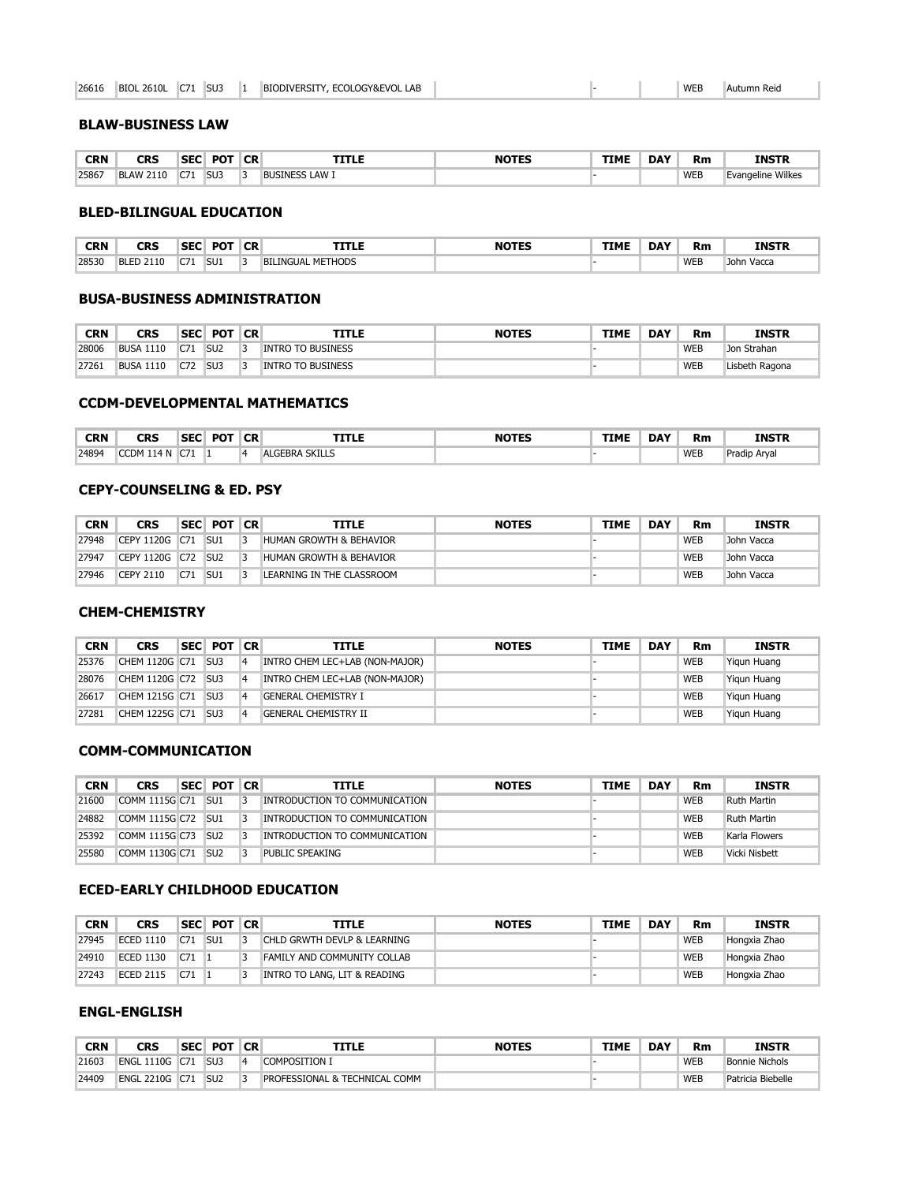| 26616 | BIOL 2610L | C71 | SU3 | 1 | BIODIVERSITY, ECOLOGY&EVOL LAB | | - | | WEB | Autumn Reid |
|---|---|---|---|---|---|---|---|---|---|---|

### BLAW-BUSINESS LAW

| CRN | CRS | SEC | POT | CR | TITLE | NOTES | TIME | DAY | Rm | INSTR |
|---|---|---|---|---|---|---|---|---|---|---|
| 25867 | BLAW 2110 | C71 | SU3 | 3 | BUSINESS LAW I | | - | | WEB | Evangeline Wilkes |

### BLED-BILINGUAL EDUCATION

| CRN | CRS | SEC | POT | CR | TITLE | NOTES | TIME | DAY | Rm | INSTR |
|---|---|---|---|---|---|---|---|---|---|---|
| 28530 | BLED 2110 | C71 | SU1 | 3 | BILINGUAL METHODS | | - | | WEB | John Vacca |

### BUSA-BUSINESS ADMINISTRATION

| CRN | CRS | SEC | POT | CR | TITLE | NOTES | TIME | DAY | Rm | INSTR |
|---|---|---|---|---|---|---|---|---|---|---|
| 28006 | BUSA 1110 | C71 | SU2 | 3 | INTRO TO BUSINESS | | - | | WEB | Jon Strahan |
| 27261 | BUSA 1110 | C72 | SU3 | 3 | INTRO TO BUSINESS | | - | | WEB | Lisbeth Ragona |

### CCDM-DEVELOPMENTAL MATHEMATICS

| CRN | CRS | SEC | POT | CR | TITLE | NOTES | TIME | DAY | Rm | INSTR |
|---|---|---|---|---|---|---|---|---|---|---|
| 24894 | CCDM 114 N | C71 | 1 | 4 | ALGEBRA SKILLS | | - | | WEB | Pradip Aryal |

### CEPY-COUNSELING & ED. PSY

| CRN | CRS | SEC | POT | CR | TITLE | NOTES | TIME | DAY | Rm | INSTR |
|---|---|---|---|---|---|---|---|---|---|---|
| 27948 | CEPY 1120G | C71 | SU1 | 3 | HUMAN GROWTH & BEHAVIOR | | - | | WEB | John Vacca |
| 27947 | CEPY 1120G | C72 | SU2 | 3 | HUMAN GROWTH & BEHAVIOR | | - | | WEB | John Vacca |
| 27946 | CEPY 2110 | C71 | SU1 | 3 | LEARNING IN THE CLASSROOM | | - | | WEB | John Vacca |

### CHEM-CHEMISTRY

| CRN | CRS | SEC | POT | CR | TITLE | NOTES | TIME | DAY | Rm | INSTR |
|---|---|---|---|---|---|---|---|---|---|---|
| 25376 | CHEM 1120G | C71 | SU3 | 4 | INTRO CHEM LEC+LAB (NON-MAJOR) | | - | | WEB | Yiqun Huang |
| 28076 | CHEM 1120G | C72 | SU3 | 4 | INTRO CHEM LEC+LAB (NON-MAJOR) | | - | | WEB | Yiqun Huang |
| 26617 | CHEM 1215G | C71 | SU3 | 4 | GENERAL CHEMISTRY I | | - | | WEB | Yiqun Huang |
| 27281 | CHEM 1225G | C71 | SU3 | 4 | GENERAL CHEMISTRY II | | - | | WEB | Yiqun Huang |

### COMM-COMMUNICATION

| CRN | CRS | SEC | POT | CR | TITLE | NOTES | TIME | DAY | Rm | INSTR |
|---|---|---|---|---|---|---|---|---|---|---|
| 21600 | COMM 1115G | C71 | SU1 | 3 | INTRODUCTION TO COMMUNICATION | | - | | WEB | Ruth Martin |
| 24882 | COMM 1115G | C72 | SU1 | 3 | INTRODUCTION TO COMMUNICATION | | - | | WEB | Ruth Martin |
| 25392 | COMM 1115G | C73 | SU2 | 3 | INTRODUCTION TO COMMUNICATION | | - | | WEB | Karla Flowers |
| 25580 | COMM 1130G | C71 | SU2 | 3 | PUBLIC SPEAKING | | - | | WEB | Vicki Nisbett |

### ECED-EARLY CHILDHOOD EDUCATION

| CRN | CRS | SEC | POT | CR | TITLE | NOTES | TIME | DAY | Rm | INSTR |
|---|---|---|---|---|---|---|---|---|---|---|
| 27945 | ECED 1110 | C71 | SU1 | 3 | CHLD GRWTH DEVLP & LEARNING | | - | | WEB | Hongxia Zhao |
| 24910 | ECED 1130 | C71 | 1 | 3 | FAMILY AND COMMUNITY COLLAB | | - | | WEB | Hongxia Zhao |
| 27243 | ECED 2115 | C71 | 1 | 3 | INTRO TO LANG, LIT & READING | | - | | WEB | Hongxia Zhao |

### ENGL-ENGLISH

| CRN | CRS | SEC | POT | CR | TITLE | NOTES | TIME | DAY | Rm | INSTR |
|---|---|---|---|---|---|---|---|---|---|---|
| 21603 | ENGL 1110G | C71 | SU3 | 4 | COMPOSITION I | | - | | WEB | Bonnie Nichols |
| 24409 | ENGL 2210G | C71 | SU2 | 3 | PROFESSIONAL & TECHNICAL COMM | | - | | WEB | Patricia Biebelle |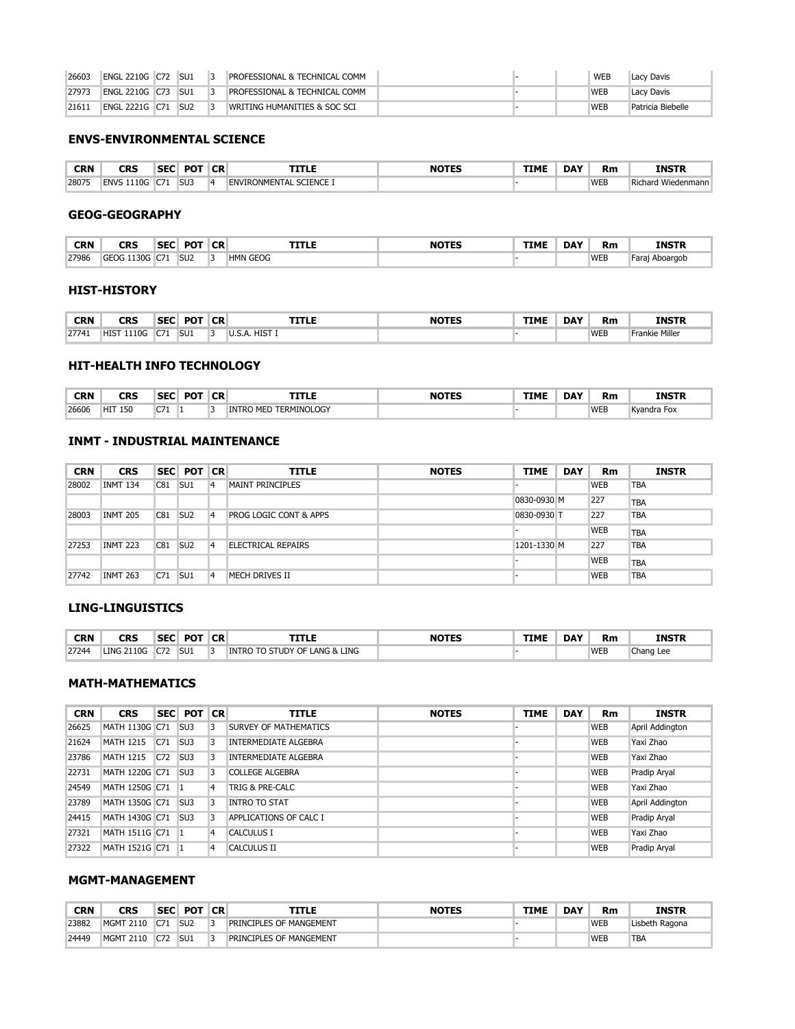| CRN | CRS | SEC | POT | CR | TITLE | NOTES | TIME | DAY | Rm | INSTR |
|---|---|---|---|---|---|---|---|---|---|---|
| 26603 | ENGL 2210G | C72 | SU1 | 3 | PROFESSIONAL & TECHNICAL COMM | | - | | WEB | Lacy Davis |
| 27973 | ENGL 2210G | C73 | SU1 | 3 | PROFESSIONAL & TECHNICAL COMM | | - | | WEB | Lacy Davis |
| 21611 | ENGL 2221G | C71 | SU2 | 3 | WRITING HUMANITIES & SOC SCI | | - | | WEB | Patricia Biebelle |

### ENVS-ENVIRONMENTAL SCIENCE

| CRN | CRS | SEC | POT | CR | TITLE | NOTES | TIME | DAY | Rm | INSTR |
|---|---|---|---|---|---|---|---|---|---|---|
| 28075 | ENVS 1110G | C71 | SU3 | 4 | ENVIRONMENTAL SCIENCE I | | - | | WEB | Richard Wiedenmann |

### GEOG-GEOGRAPHY

| CRN | CRS | SEC | POT | CR | TITLE | NOTES | TIME | DAY | Rm | INSTR |
|---|---|---|---|---|---|---|---|---|---|---|
| 27986 | GEOG 1130G | C71 | SU2 | 3 | HMN GEOG | | - | | WEB | Faraj Aboargob |

### HIST-HISTORY

| CRN | CRS | SEC | POT | CR | TITLE | NOTES | TIME | DAY | Rm | INSTR |
|---|---|---|---|---|---|---|---|---|---|---|
| 27741 | HIST 1110G | C71 | SU1 | 3 | U.S.A. HIST I | | - | | WEB | Frankie Miller |

### HIT-HEALTH INFO TECHNOLOGY

| CRN | CRS | SEC | POT | CR | TITLE | NOTES | TIME | DAY | Rm | INSTR |
|---|---|---|---|---|---|---|---|---|---|---|
| 26606 | HIT 150 | C71 | 1 | 3 | INTRO MED TERMINOLOGY | | - | | WEB | Kyandra Fox |

### INMT - INDUSTRIAL MAINTENANCE

| CRN | CRS | SEC | POT | CR | TITLE | NOTES | TIME | DAY | Rm | INSTR |
|---|---|---|---|---|---|---|---|---|---|---|
| 28002 | INMT 134 | C81 | SU1 | 4 | MAINT PRINCIPLES | | - | | WEB | TBA |
| | | | | | | | 0830-0930 | M | 227 | TBA |
| 28003 | INMT 205 | C81 | SU2 | 4 | PROG LOGIC CONT & APPS | | 0830-0930 | T | 227 | TBA |
| | | | | | | | - | | WEB | TBA |
| 27253 | INMT 223 | C81 | SU2 | 4 | ELECTRICAL REPAIRS | | 1201-1330 | M | 227 | TBA |
| | | | | | | | - | | WEB | TBA |
| 27742 | INMT 263 | C71 | SU1 | 4 | MECH DRIVES II | | - | | WEB | TBA |

### LING-LINGUISTICS

| CRN | CRS | SEC | POT | CR | TITLE | NOTES | TIME | DAY | Rm | INSTR |
|---|---|---|---|---|---|---|---|---|---|---|
| 27244 | LING 2110G | C72 | SU1 | 3 | INTRO TO STUDY OF LANG & LING | | - | | WEB | Chang Lee |

### MATH-MATHEMATICS

| CRN | CRS | SEC | POT | CR | TITLE | NOTES | TIME | DAY | Rm | INSTR |
|---|---|---|---|---|---|---|---|---|---|---|
| 26625 | MATH 1130G | C71 | SU3 | 3 | SURVEY OF MATHEMATICS | | - | | WEB | April Addington |
| 21624 | MATH 1215 | C71 | SU3 | 3 | INTERMEDIATE ALGEBRA | | - | | WEB | Yaxi Zhao |
| 23786 | MATH 1215 | C72 | SU3 | 3 | INTERMEDIATE ALGEBRA | | - | | WEB | Yaxi Zhao |
| 22731 | MATH 1220G | C71 | SU3 | 3 | COLLEGE ALGEBRA | | - | | WEB | Pradip Aryal |
| 24549 | MATH 1250G | C71 | 1 | 4 | TRIG & PRE-CALC | | - | | WEB | Yaxi Zhao |
| 23789 | MATH 1350G | C71 | SU3 | 3 | INTRO TO STAT | | - | | WEB | April Addington |
| 24415 | MATH 1430G | C71 | SU3 | 3 | APPLICATIONS OF CALC I | | - | | WEB | Pradip Aryal |
| 27321 | MATH 1511G | C71 | 1 | 4 | CALCULUS I | | - | | WEB | Yaxi Zhao |
| 27322 | MATH 1521G | C71 | 1 | 4 | CALCULUS II | | - | | WEB | Pradip Aryal |

### MGMT-MANAGEMENT

| CRN | CRS | SEC | POT | CR | TITLE | NOTES | TIME | DAY | Rm | INSTR |
|---|---|---|---|---|---|---|---|---|---|---|
| 23882 | MGMT 2110 | C71 | SU2 | 3 | PRINCIPLES OF MANGEMENT | | - | | WEB | Lisbeth Ragona |
| 24449 | MGMT 2110 | C72 | SU1 | 3 | PRINCIPLES OF MANGEMENT | | - | | WEB | TBA |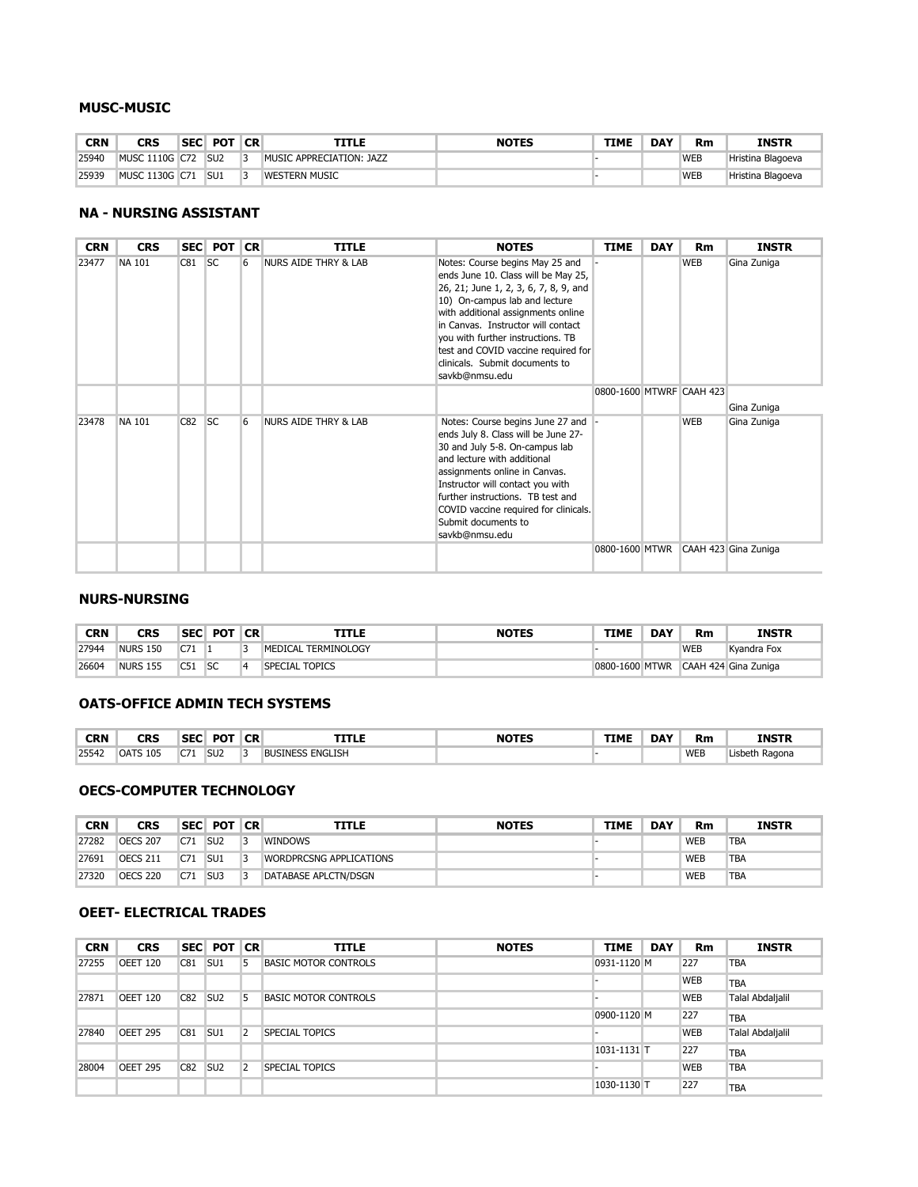### MUSC-MUSIC

| CRN | CRS | SEC | POT | CR | TITLE | NOTES | TIME | DAY | Rm | INSTR |
|---|---|---|---|---|---|---|---|---|---|---|
| 25940 | MUSC 1110G | C72 | SU2 | 3 | MUSIC APPRECIATION: JAZZ | | - | | WEB | Hristina Blagoeva |
| 25939 | MUSC 1130G | C71 | SU1 | 3 | WESTERN MUSIC | | - | | WEB | Hristina Blagoeva |

### NA - NURSING ASSISTANT

| CRN | CRS | SEC | POT | CR | TITLE | NOTES | TIME | DAY | Rm | INSTR |
|---|---|---|---|---|---|---|---|---|---|---|
| 23477 | NA 101 | C81 | SC | 6 | NURS AIDE THRY & LAB | Notes: Course begins May 25 and ends June 10. Class will be May 25, 26, 21; June 1, 2, 3, 6, 7, 8, 9, and 10) On-campus lab and lecture with additional assignments online in Canvas. Instructor will contact you with further instructions. TB test and COVID vaccine required for clinicals. Submit documents to savkb@nmsu.edu | - | | WEB | Gina Zuniga |
| | | | | | | | 0800-1600 | MTWRF | CAAH 423 | Gina Zuniga |
| 23478 | NA 101 | C82 | SC | 6 | NURS AIDE THRY & LAB | Notes: Course begins June 27 and ends July 8. Class will be June 27-30 and July 5-8. On-campus lab and lecture with additional assignments online in Canvas. Instructor will contact you with further instructions. TB test and COVID vaccine required for clinicals. Submit documents to savkb@nmsu.edu | - | | WEB | Gina Zuniga |
| | | | | | | | 0800-1600 | MTWR | CAAH 423 | Gina Zuniga |

### NURS-NURSING

| CRN | CRS | SEC | POT | CR | TITLE | NOTES | TIME | DAY | Rm | INSTR |
|---|---|---|---|---|---|---|---|---|---|---|
| 27944 | NURS 150 | C71 | 1 | 3 | MEDICAL TERMINOLOGY | | - | | WEB | Kyandra Fox |
| 26604 | NURS 155 | C51 | SC | 4 | SPECIAL TOPICS | | 0800-1600 | MTWR | CAAH 424 | Gina Zuniga |

### OATS-OFFICE ADMIN TECH SYSTEMS

| CRN | CRS | SEC | POT | CR | TITLE | NOTES | TIME | DAY | Rm | INSTR |
|---|---|---|---|---|---|---|---|---|---|---|
| 25542 | OATS 105 | C71 | SU2 | 3 | BUSINESS ENGLISH | | - | | WEB | Lisbeth Ragona |

### OECS-COMPUTER TECHNOLOGY

| CRN | CRS | SEC | POT | CR | TITLE | NOTES | TIME | DAY | Rm | INSTR |
|---|---|---|---|---|---|---|---|---|---|---|
| 27282 | OECS 207 | C71 | SU2 | 3 | WINDOWS | | - | | WEB | TBA |
| 27691 | OECS 211 | C71 | SU1 | 3 | WORDPRCSNG APPLICATIONS | | - | | WEB | TBA |
| 27320 | OECS 220 | C71 | SU3 | 3 | DATABASE APLCTN/DSGN | | - | | WEB | TBA |

### OEET- ELECTRICAL TRADES

| CRN | CRS | SEC | POT | CR | TITLE | NOTES | TIME | DAY | Rm | INSTR |
|---|---|---|---|---|---|---|---|---|---|---|
| 27255 | OEET 120 | C81 | SU1 | 5 | BASIC MOTOR CONTROLS | | 0931-1120 | M | 227 | TBA |
| | | | | | | | - | | WEB | TBA |
| 27871 | OEET 120 | C82 | SU2 | 5 | BASIC MOTOR CONTROLS | | - | | WEB | Talal Abdaljalil |
| | | | | | | | 0900-1120 | M | 227 | TBA |
| 27840 | OEET 295 | C81 | SU1 | 2 | SPECIAL TOPICS | | - | | WEB | Talal Abdaljalil |
| | | | | | | | 1031-1131 | T | 227 | TBA |
| 28004 | OEET 295 | C82 | SU2 | 2 | SPECIAL TOPICS | | - | | WEB | TBA |
| | | | | | | | 1030-1130 | T | 227 | TBA |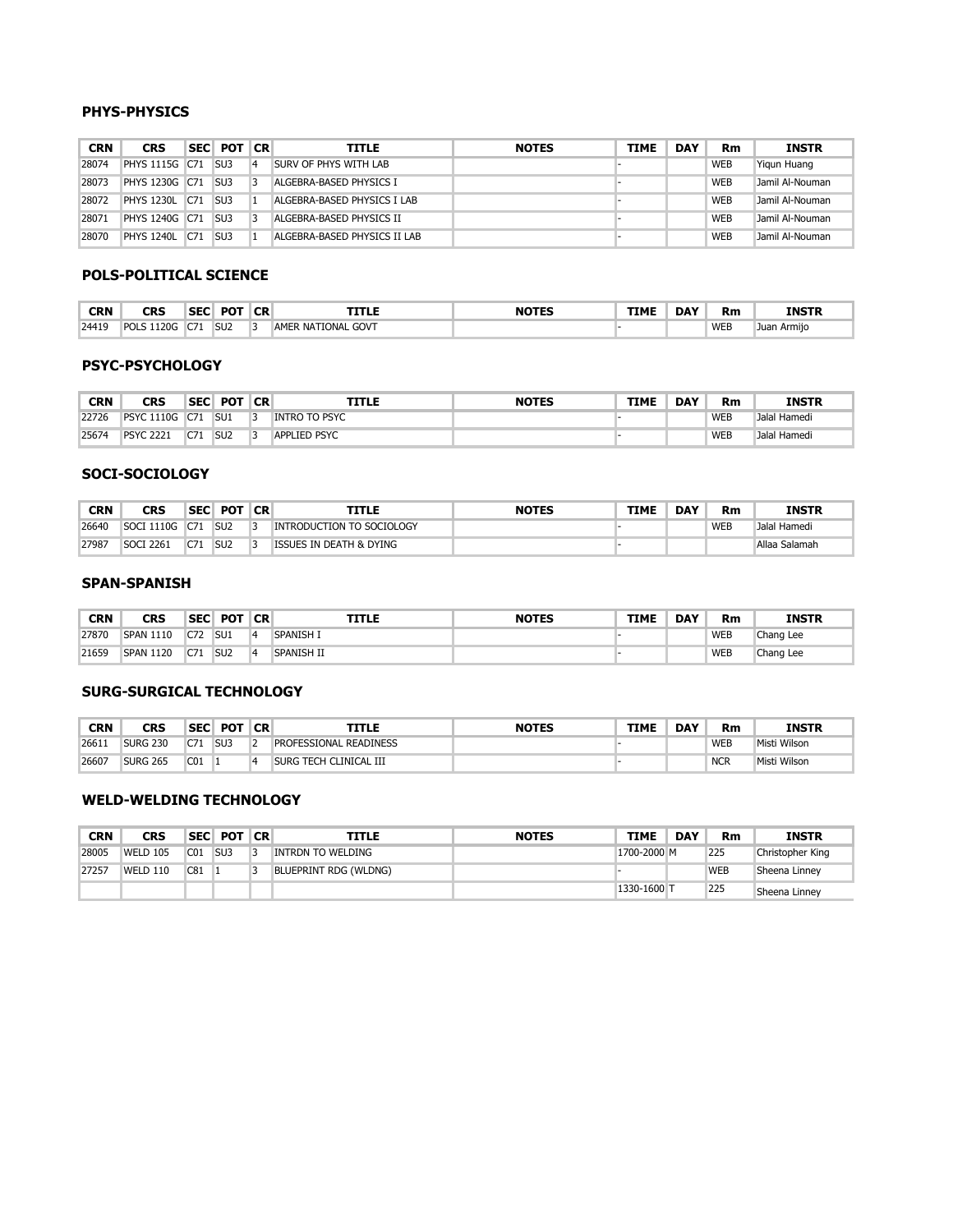### PHYS-PHYSICS

| CRN | CRS | SEC | POT | CR | TITLE | NOTES | TIME | DAY | Rm | INSTR |
|---|---|---|---|---|---|---|---|---|---|---|
| 28074 | PHYS 1115G | C71 | SU3 | 4 | SURV OF PHYS WITH LAB | | - | | WEB | Yiqun Huang |
| 28073 | PHYS 1230G | C71 | SU3 | 3 | ALGEBRA-BASED PHYSICS I | | - | | WEB | Jamil Al-Nouman |
| 28072 | PHYS 1230L | C71 | SU3 | 1 | ALGEBRA-BASED PHYSICS I LAB | | - | | WEB | Jamil Al-Nouman |
| 28071 | PHYS 1240G | C71 | SU3 | 3 | ALGEBRA-BASED PHYSICS II | | - | | WEB | Jamil Al-Nouman |
| 28070 | PHYS 1240L | C71 | SU3 | 1 | ALGEBRA-BASED PHYSICS II LAB | | - | | WEB | Jamil Al-Nouman |

### POLS-POLITICAL SCIENCE

| CRN | CRS | SEC | POT | CR | TITLE | NOTES | TIME | DAY | Rm | INSTR |
|---|---|---|---|---|---|---|---|---|---|---|
| 24419 | POLS 1120G | C71 | SU2 | 3 | AMER NATIONAL GOVT | | - | | WEB | Juan Armijo |

### PSYC-PSYCHOLOGY

| CRN | CRS | SEC | POT | CR | TITLE | NOTES | TIME | DAY | Rm | INSTR |
|---|---|---|---|---|---|---|---|---|---|---|
| 22726 | PSYC 1110G | C71 | SU1 | 3 | INTRO TO PSYC | | - | | WEB | Jalal Hamedi |
| 25674 | PSYC 2221 | C71 | SU2 | 3 | APPLIED PSYC | | - | | WEB | Jalal Hamedi |

### SOCI-SOCIOLOGY

| CRN | CRS | SEC | POT | CR | TITLE | NOTES | TIME | DAY | Rm | INSTR |
|---|---|---|---|---|---|---|---|---|---|---|
| 26640 | SOCI 1110G | C71 | SU2 | 3 | INTRODUCTION TO SOCIOLOGY | | - | | WEB | Jalal Hamedi |
| 27987 | SOCI 2261 | C71 | SU2 | 3 | ISSUES IN DEATH & DYING | | - | | | Allaa Salamah |

### SPAN-SPANISH

| CRN | CRS | SEC | POT | CR | TITLE | NOTES | TIME | DAY | Rm | INSTR |
|---|---|---|---|---|---|---|---|---|---|---|
| 27870 | SPAN 1110 | C72 | SU1 | 4 | SPANISH I | | - | | WEB | Chang Lee |
| 21659 | SPAN 1120 | C71 | SU2 | 4 | SPANISH II | | - | | WEB | Chang Lee |

### SURG-SURGICAL TECHNOLOGY

| CRN | CRS | SEC | POT | CR | TITLE | NOTES | TIME | DAY | Rm | INSTR |
|---|---|---|---|---|---|---|---|---|---|---|
| 26611 | SURG 230 | C71 | SU3 | 2 | PROFESSIONAL READINESS | | - | | WEB | Misti Wilson |
| 26607 | SURG 265 | C01 | 1 | 4 | SURG TECH CLINICAL III | | - | | NCR | Misti Wilson |

### WELD-WELDING TECHNOLOGY

| CRN | CRS | SEC | POT | CR | TITLE | NOTES | TIME | DAY | Rm | INSTR |
|---|---|---|---|---|---|---|---|---|---|---|
| 28005 | WELD 105 | C01 | SU3 | 3 | INTRDN TO WELDING | | 1700-2000 | M | 225 | Christopher King |
| 27257 | WELD 110 | C81 | 1 | 3 | BLUEPRINT RDG (WLDNG) | | - | | WEB | Sheena Linney |
| | | | | | | | 1330-1600 | T | 225 | Sheena Linney |